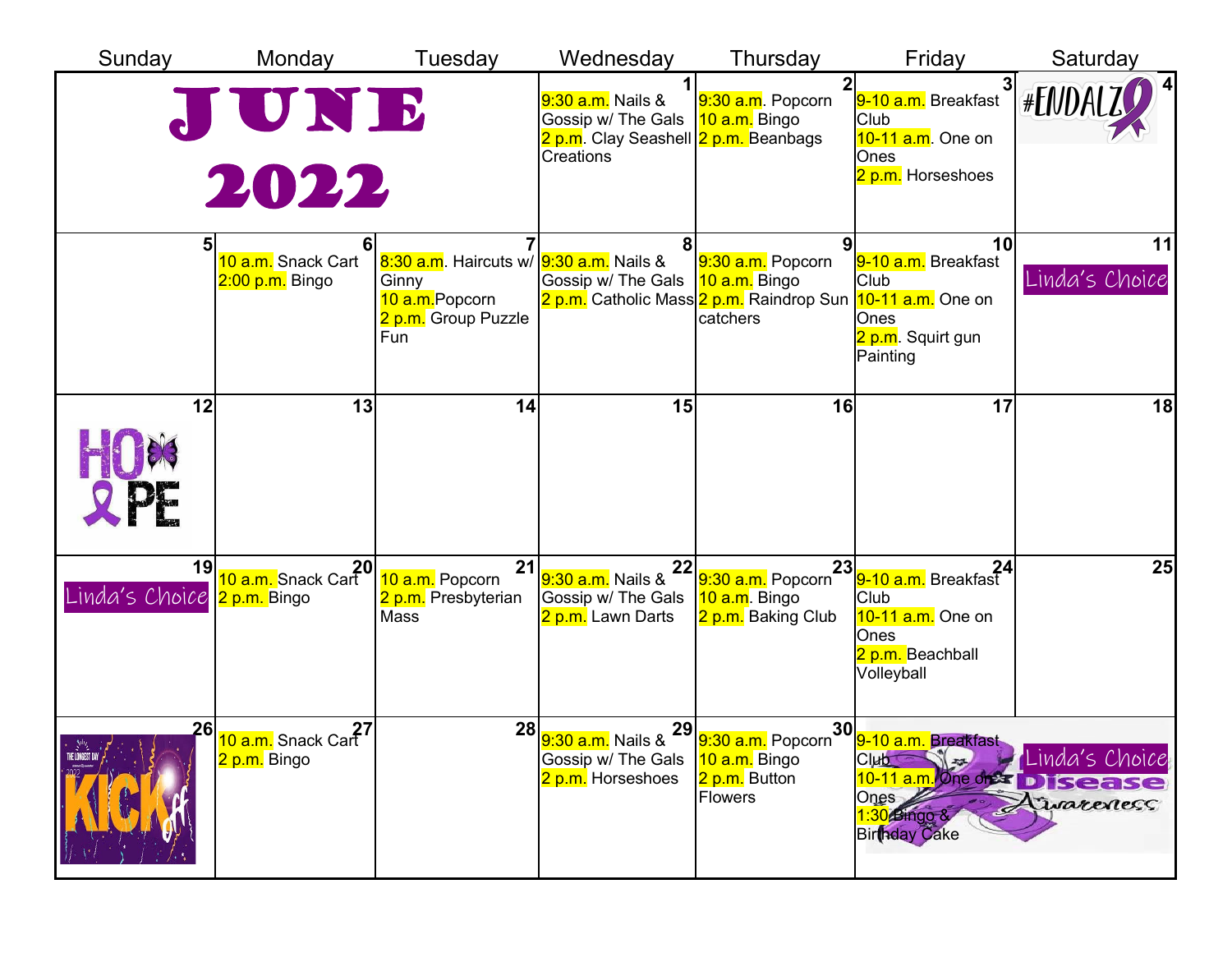# JUNE 2022

| Sunday | Monday | Tuesday | Wednesday | Thursday | Friday | Saturday |
|---|---|---|---|---|---|---|
| | | | 1<br>9:30 a.m. Nails & Gossip w/ The Gals<br>2 p.m. Clay Seashell Creations | 2<br>9:30 a.m. Popcorn<br>10 a.m. Bingo<br>2 p.m. Beanbags | 3<br>9-10 a.m. Breakfast Club<br>10-11 a.m. One on Ones<br>2 p.m. Horseshoes | 4<br>#ENDALZ |
| 5 | 6<br>10 a.m. Snack Cart<br>2:00 p.m. Bingo | 7<br>8:30 a.m. Haircuts w/ Ginny<br>10 a.m.Popcorn<br>2 p.m. Group Puzzle Fun | 8<br>9:30 a.m. Nails & Gossip w/ The Gals<br>2 p.m. Catholic Mass | 9<br>9:30 a.m. Popcorn<br>10 a.m. Bingo<br>2 p.m. Raindrop Sun catchers | 10<br>9-10 a.m. Breakfast Club<br>10-11 a.m. One on Ones<br>2 p.m. Squirt gun Painting | 11<br>Linda's Choice |
| 12<br>HOPE | 13 | 14 | 15 | 16 | 17 | 18 |
| 19<br>Linda's Choice | 20<br>10 a.m. Snack Cart<br>2 p.m. Bingo | 21<br>10 a.m. Popcorn<br>2 p.m. Presbyterian Mass | 22<br>9:30 a.m. Nails & Gossip w/ The Gals<br>2 p.m. Lawn Darts | 23<br>9:30 a.m. Popcorn<br>10 a.m. Bingo<br>2 p.m. Baking Club | 24<br>9-10 a.m. Breakfast Club<br>10-11 a.m. One on Ones<br>2 p.m. Beachball Volleyball | 25 |
| 26<br>THE LONGEST DAY 2022 KICK off | 27<br>10 a.m. Snack Cart<br>2 p.m. Bingo | 28 | 29<br>9:30 a.m. Nails & Gossip w/ The Gals<br>2 p.m. Horseshoes | 30<br>9:30 a.m. Popcorn<br>10 a.m. Bingo<br>2 p.m. Button Flowers | 9-10 a.m. Breakfast Club<br>10-11 a.m. One on Ones<br>1:30 Bingo & Birthday Cake | Linda's Choice<br>Disease Awareness |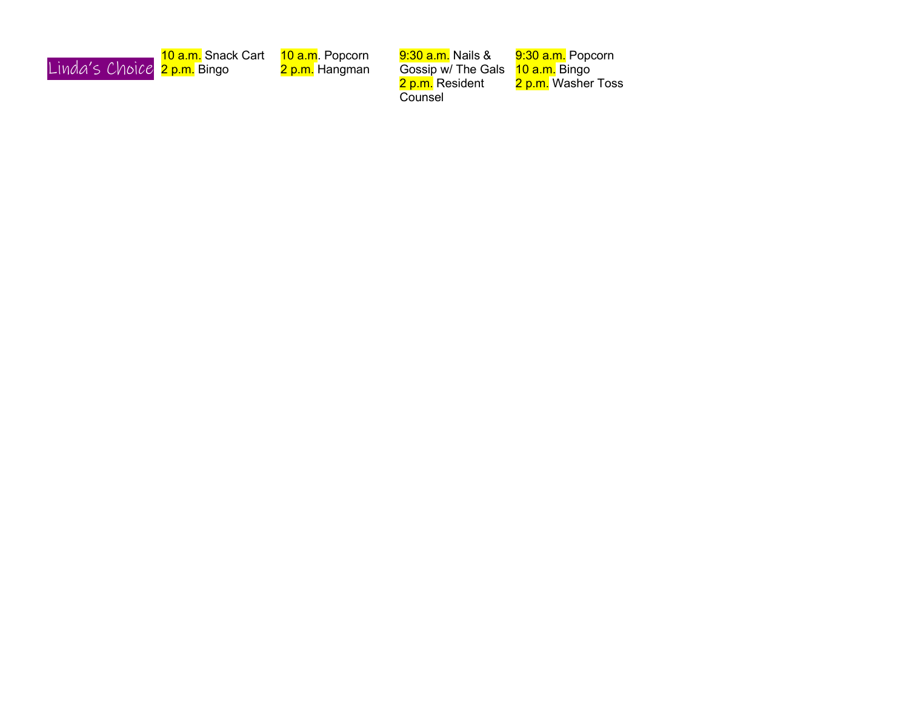| | | | | |
|---|---|---|---|---|
| Linda's Choice | 10 a.m. Snack Cart<br>2 p.m. Bingo | 10 a.m. Popcorn<br>2 p.m. Hangman | 9:30 a.m. Nails & Gossip w/ The Gals<br>2 p.m. Resident Counsel | 9:30 a.m. Popcorn<br>10 a.m. Bingo<br>2 p.m. Washer Toss |